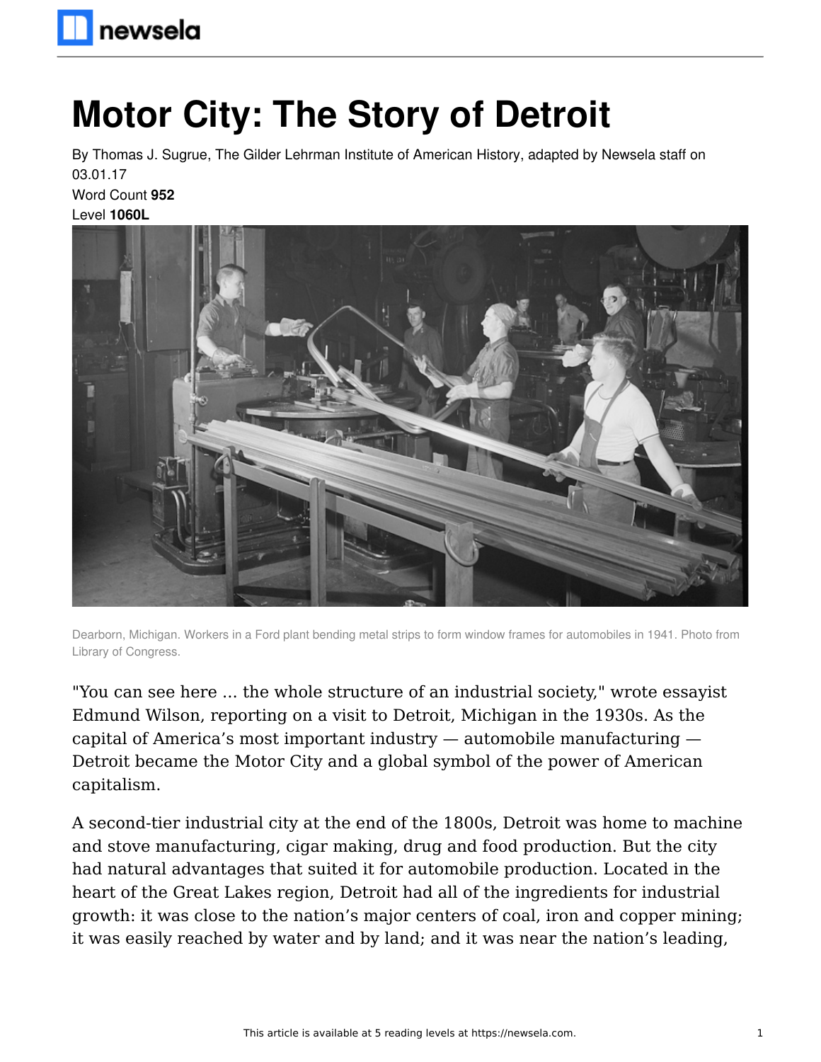# Motor City: The Story of Detroit

By Thomas J. Sugrue, The Gilder Lehrman Institute of American History, adapted by Newsela staff on 03.01.17

Word Count **952**

Level **1060L**

Dearborn, Michigan. Workers in a Ford plant bending metal strips to form window frames for automobiles in 1941. Photo from Library of Congress.

"You can see here ... the whole structure of an industrial society," wrote essayist Edmund Wilson, reporting on a visit to Detroit, Michigan in the 1930s. As the capital of America's most important industry — automobile manufacturing — Detroit became the Motor City and a global symbol of the power of American capitalism.

A second-tier industrial city at the end of the 1800s, Detroit was home to machine and stove manufacturing, cigar making, drug and food production. But the city had natural advantages that suited it for automobile production. Located in the heart of the Great Lakes region, Detroit had all of the ingredients for industrial growth: it was close to the nation's major centers of coal, iron and copper mining; it was easily reached by water and by land; and it was near the nation's leading,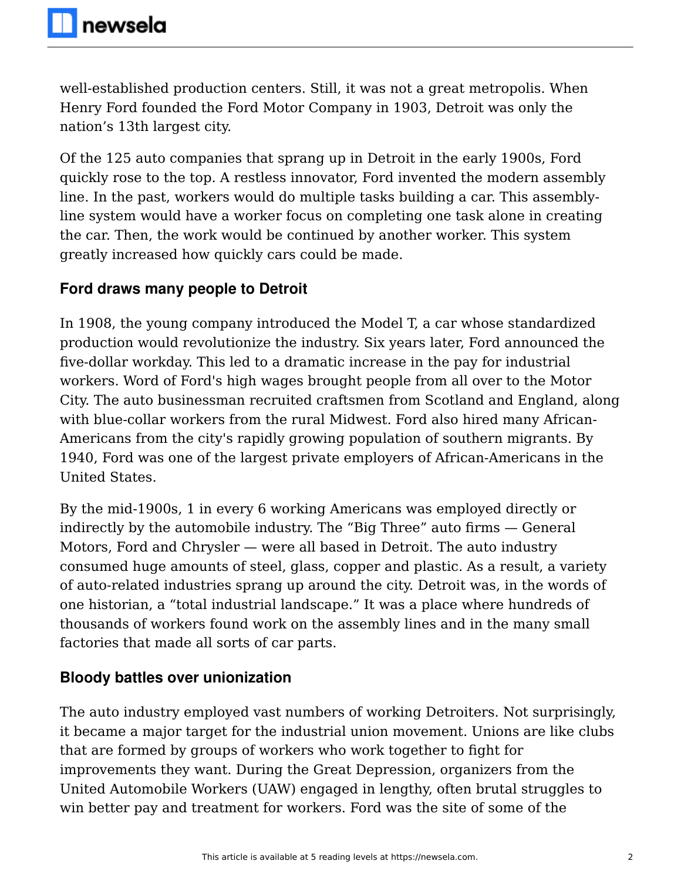well-established production centers. Still, it was not a great metropolis. When Henry Ford founded the Ford Motor Company in 1903, Detroit was only the nation's 13th largest city.

Of the 125 auto companies that sprang up in Detroit in the early 1900s, Ford quickly rose to the top. A restless innovator, Ford invented the modern assembly line. In the past, workers would do multiple tasks building a car. This assembly-line system would have a worker focus on completing one task alone in creating the car. Then, the work would be continued by another worker. This system greatly increased how quickly cars could be made.

## Ford draws many people to Detroit

In 1908, the young company introduced the Model T, a car whose standardized production would revolutionize the industry. Six years later, Ford announced the five-dollar workday. This led to a dramatic increase in the pay for industrial workers. Word of Ford's high wages brought people from all over to the Motor City. The auto businessman recruited craftsmen from Scotland and England, along with blue-collar workers from the rural Midwest. Ford also hired many African-Americans from the city's rapidly growing population of southern migrants. By 1940, Ford was one of the largest private employers of African-Americans in the United States.

By the mid-1900s, 1 in every 6 working Americans was employed directly or indirectly by the automobile industry. The "Big Three" auto firms — General Motors, Ford and Chrysler — were all based in Detroit. The auto industry consumed huge amounts of steel, glass, copper and plastic. As a result, a variety of auto-related industries sprang up around the city. Detroit was, in the words of one historian, a "total industrial landscape." It was a place where hundreds of thousands of workers found work on the assembly lines and in the many small factories that made all sorts of car parts.

## Bloody battles over unionization

The auto industry employed vast numbers of working Detroiters. Not surprisingly, it became a major target for the industrial union movement. Unions are like clubs that are formed by groups of workers who work together to fight for improvements they want. During the Great Depression, organizers from the United Automobile Workers (UAW) engaged in lengthy, often brutal struggles to win better pay and treatment for workers. Ford was the site of some of the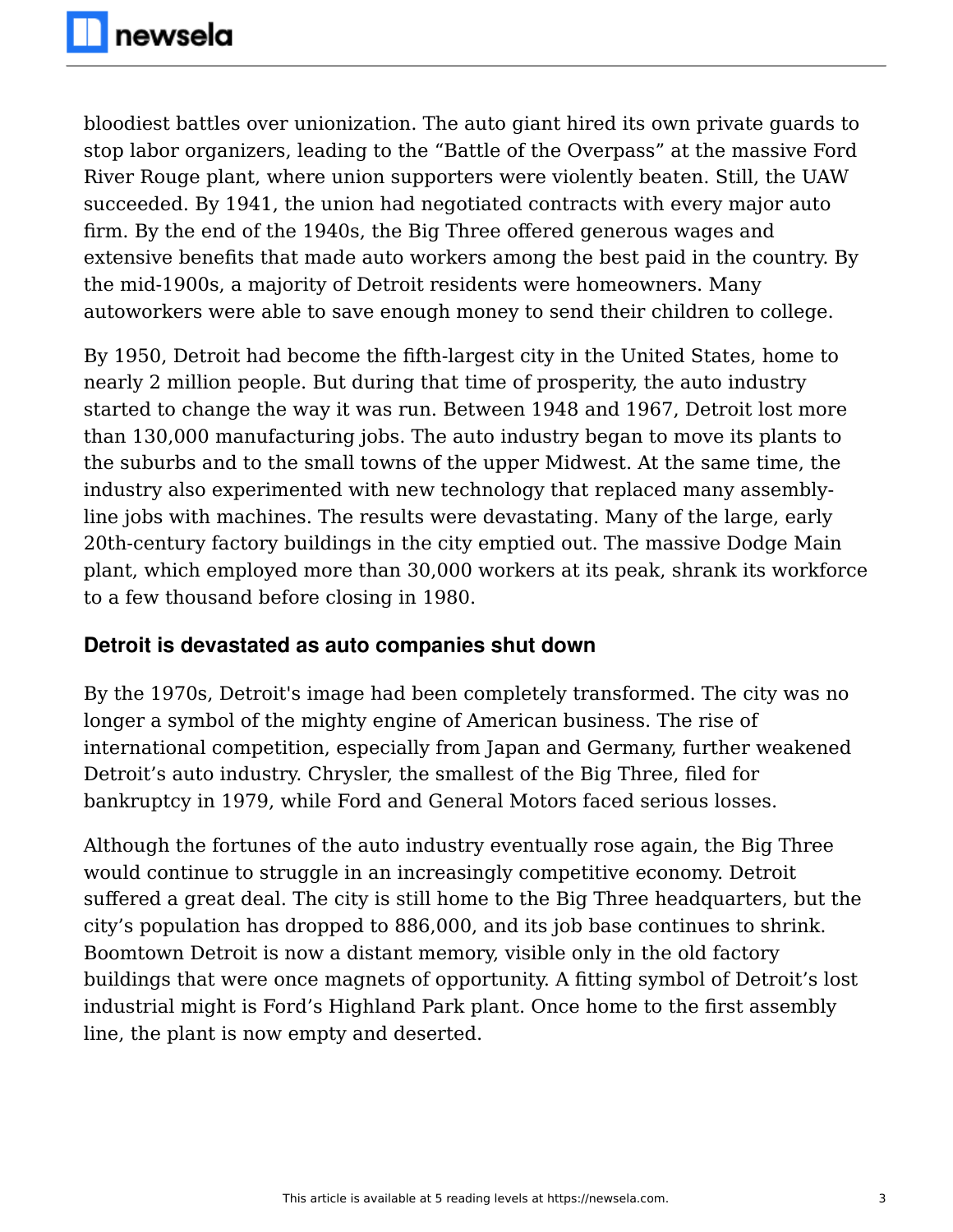bloodiest battles over unionization. The auto giant hired its own private guards to stop labor organizers, leading to the "Battle of the Overpass" at the massive Ford River Rouge plant, where union supporters were violently beaten. Still, the UAW succeeded. By 1941, the union had negotiated contracts with every major auto firm. By the end of the 1940s, the Big Three offered generous wages and extensive benefits that made auto workers among the best paid in the country. By the mid-1900s, a majority of Detroit residents were homeowners. Many autoworkers were able to save enough money to send their children to college.

By 1950, Detroit had become the fifth-largest city in the United States, home to nearly 2 million people. But during that time of prosperity, the auto industry started to change the way it was run. Between 1948 and 1967, Detroit lost more than 130,000 manufacturing jobs. The auto industry began to move its plants to the suburbs and to the small towns of the upper Midwest. At the same time, the industry also experimented with new technology that replaced many assembly-line jobs with machines. The results were devastating. Many of the large, early 20th-century factory buildings in the city emptied out. The massive Dodge Main plant, which employed more than 30,000 workers at its peak, shrank its workforce to a few thousand before closing in 1980.

## Detroit is devastated as auto companies shut down

By the 1970s, Detroit's image had been completely transformed. The city was no longer a symbol of the mighty engine of American business. The rise of international competition, especially from Japan and Germany, further weakened Detroit's auto industry. Chrysler, the smallest of the Big Three, filed for bankruptcy in 1979, while Ford and General Motors faced serious losses.

Although the fortunes of the auto industry eventually rose again, the Big Three would continue to struggle in an increasingly competitive economy. Detroit suffered a great deal. The city is still home to the Big Three headquarters, but the city's population has dropped to 886,000, and its job base continues to shrink. Boomtown Detroit is now a distant memory, visible only in the old factory buildings that were once magnets of opportunity. A fitting symbol of Detroit's lost industrial might is Ford's Highland Park plant. Once home to the first assembly line, the plant is now empty and deserted.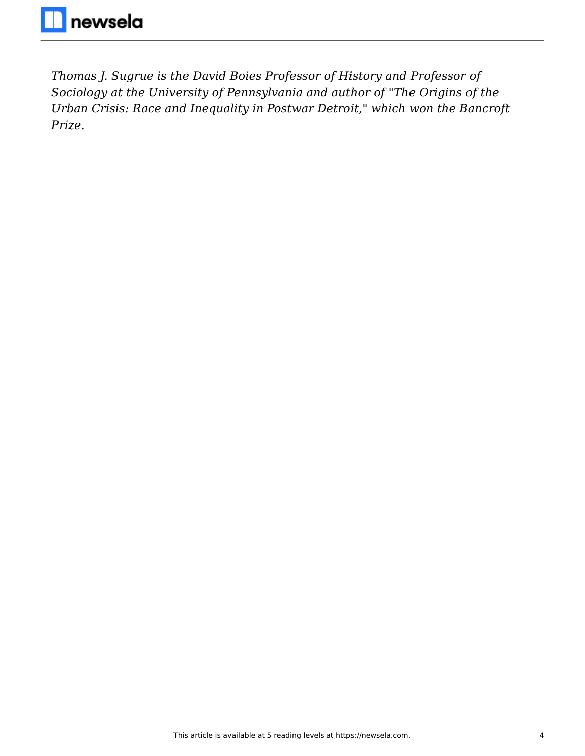*Thomas J. Sugrue is the David Boies Professor of History and Professor of Sociology at the University of Pennsylvania and author of "The Origins of the Urban Crisis: Race and Inequality in Postwar Detroit," which won the Bancroft Prize.*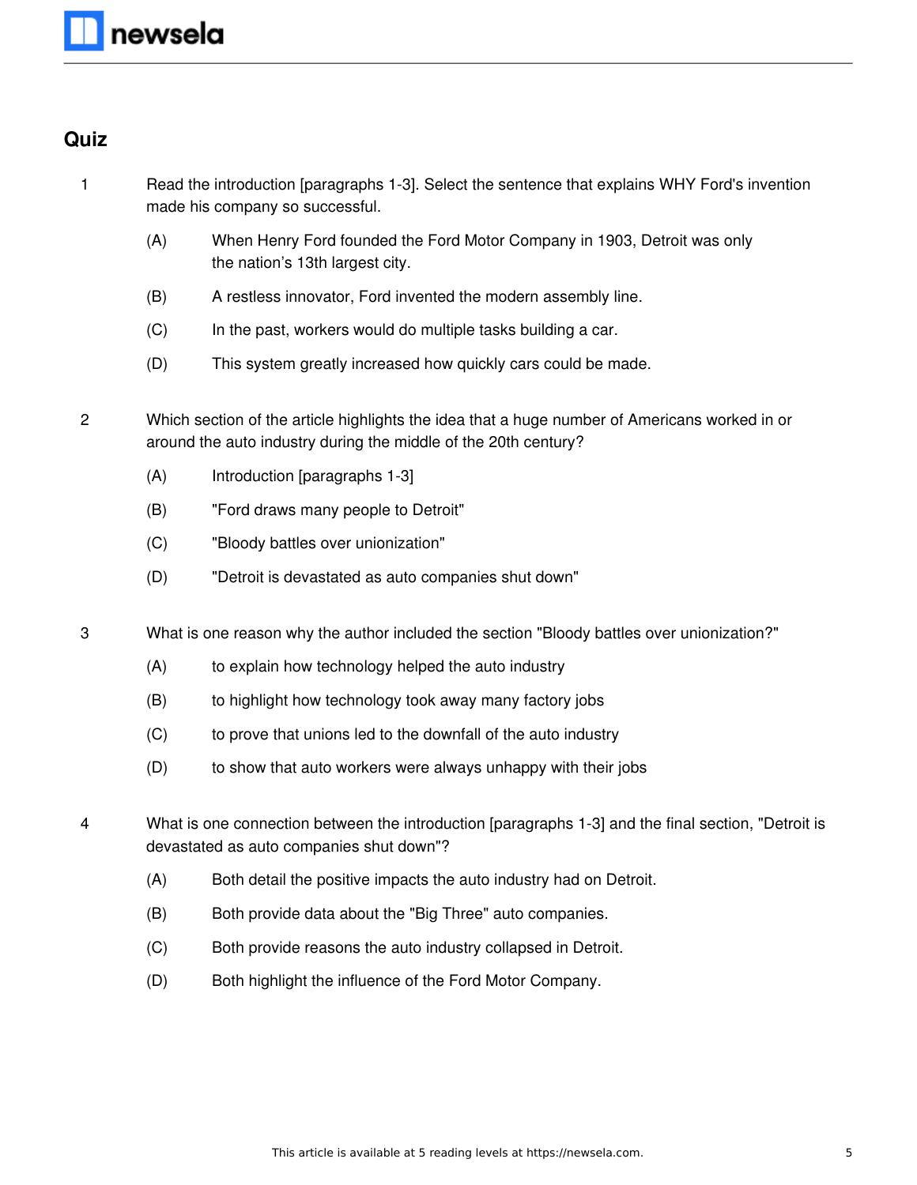## Quiz

1. Read the introduction [paragraphs 1-3]. Select the sentence that explains WHY Ford's invention made his company so successful.

   (A) When Henry Ford founded the Ford Motor Company in 1903, Detroit was only the nation's 13th largest city.

   (B) A restless innovator, Ford invented the modern assembly line.

   (C) In the past, workers would do multiple tasks building a car.

   (D) This system greatly increased how quickly cars could be made.

2. Which section of the article highlights the idea that a huge number of Americans worked in or around the auto industry during the middle of the 20th century?

   (A) Introduction [paragraphs 1-3]

   (B) "Ford draws many people to Detroit"

   (C) "Bloody battles over unionization"

   (D) "Detroit is devastated as auto companies shut down"

3. What is one reason why the author included the section "Bloody battles over unionization?"

   (A) to explain how technology helped the auto industry

   (B) to highlight how technology took away many factory jobs

   (C) to prove that unions led to the downfall of the auto industry

   (D) to show that auto workers were always unhappy with their jobs

4. What is one connection between the introduction [paragraphs 1-3] and the final section, "Detroit is devastated as auto companies shut down"?

   (A) Both detail the positive impacts the auto industry had on Detroit.

   (B) Both provide data about the "Big Three" auto companies.

   (C) Both provide reasons the auto industry collapsed in Detroit.

   (D) Both highlight the influence of the Ford Motor Company.